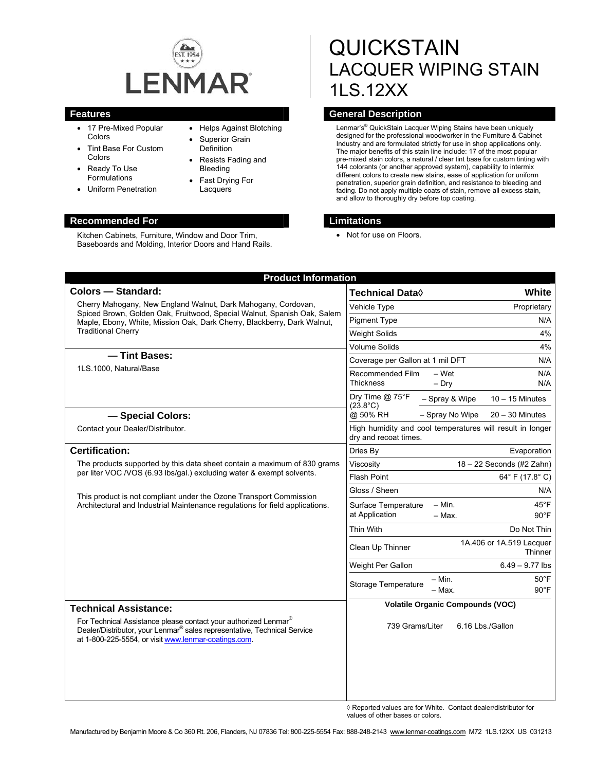LENMAR

EST. 1954

# QUICKSTAIN
## LACQUER WIPING STAIN
## 1LS.12XX

## Features

- 17 Pre-Mixed Popular Colors
- Tint Base For Custom Colors
- Ready To Use Formulations
- Uniform Penetration
- Helps Against Blotching
- Superior Grain Definition
- Resists Fading and Bleeding
- Fast Drying For Lacquers

## General Description

Lenmar's® QuickStain Lacquer Wiping Stains have been uniquely designed for the professional woodworker in the Furniture & Cabinet Industry and are formulated strictly for use in shop applications only. The major benefits of this stain line include: 17 of the most popular pre-mixed stain colors, a natural / clear tint base for custom tinting with 144 colorants (or another approved system), capability to intermix different colors to create new stains, ease of application for uniform penetration, superior grain definition, and resistance to bleeding and fading. Do not apply multiple coats of stain, remove all excess stain, and allow to thoroughly dry before top coating.

## Recommended For

Kitchen Cabinets, Furniture, Window and Door Trim, Baseboards and Molding, Interior Doors and Hand Rails.

## Limitations

- Not for use on Floors.

## Product Information

### Colors — Standard:

Cherry Mahogany, New England Walnut, Dark Mahogany, Cordovan, Spiced Brown, Golden Oak, Fruitwood, Special Walnut, Spanish Oak, Salem Maple, Ebony, White, Mission Oak, Dark Cherry, Blackberry, Dark Walnut, Traditional Cherry

### — Tint Bases:

1LS.1000, Natural/Base

### — Special Colors:

Contact your Dealer/Distributor.

### Certification:

The products supported by this data sheet contain a maximum of 830 grams per liter VOC /VOS (6.93 lbs/gal.) excluding water & exempt solvents.

This product is not compliant under the Ozone Transport Commission Architectural and Industrial Maintenance regulations for field applications.

### Technical Assistance:

For Technical Assistance please contact your authorized Lenmar® Dealer/Distributor, your Lenmar® sales representative, Technical Service at 1-800-225-5554, or visit www.lenmar-coatings.com.

| Technical Data◊ | | White |
|---|---|---|
| Vehicle Type | | Proprietary |
| Pigment Type | | N/A |
| Weight Solids | | 4% |
| Volume Solids | | 4% |
| Coverage per Gallon at 1 mil DFT | | N/A |
| Recommended Film Thickness | – Wet | N/A |
| | – Dry | N/A |
| Dry Time @ 75°F (23.8°C) @ 50% RH | – Spray & Wipe | 10 – 15 Minutes |
| | – Spray No Wipe | 20 – 30 Minutes |
| High humidity and cool temperatures will result in longer dry and recoat times. | | |
| Dries By | | Evaporation |
| Viscosity | | 18 – 22 Seconds (#2 Zahn) |
| Flash Point | | 64° F (17.8° C) |
| Gloss / Sheen | | N/A |
| Surface Temperature at Application | – Min. | 45°F |
| | – Max. | 90°F |
| Thin With | | Do Not Thin |
| Clean Up Thinner | | 1A.406 or 1A.519 Lacquer Thinner |
| Weight Per Gallon | | 6.49 – 9.77 lbs |
| Storage Temperature | – Min. | 50°F |
| | – Max. | 90°F |

**Volatile Organic Compounds (VOC)**

739 Grams/Liter 6.16 Lbs./Gallon

◊ Reported values are for White. Contact dealer/distributor for values of other bases or colors.

Manufactured by Benjamin Moore & Co 360 Rt. 206, Flanders, NJ 07836 Tel: 800-225-5554 Fax: 888-248-2143 www.lenmar-coatings.com M72 1LS.12XX US 031213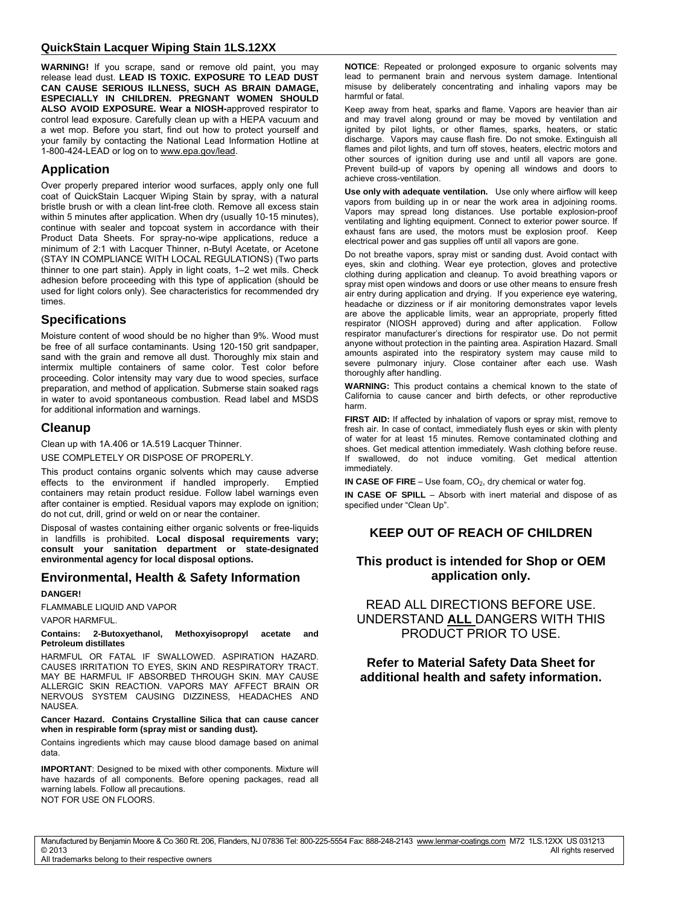## QuickStain Lacquer Wiping Stain 1LS.12XX

**WARNING!** If you scrape, sand or remove old paint, you may release lead dust. **LEAD IS TOXIC. EXPOSURE TO LEAD DUST CAN CAUSE SERIOUS ILLNESS, SUCH AS BRAIN DAMAGE, ESPECIALLY IN CHILDREN. PREGNANT WOMEN SHOULD ALSO AVOID EXPOSURE. Wear a NIOSH-**approved respirator to control lead exposure. Carefully clean up with a HEPA vacuum and a wet mop. Before you start, find out how to protect yourself and your family by contacting the National Lead Information Hotline at 1-800-424-LEAD or log on to www.epa.gov/lead.

## Application

Over properly prepared interior wood surfaces, apply only one full coat of QuickStain Lacquer Wiping Stain by spray, with a natural bristle brush or with a clean lint-free cloth. Remove all excess stain within 5 minutes after application. When dry (usually 10-15 minutes), continue with sealer and topcoat system in accordance with their Product Data Sheets. For spray-no-wipe applications, reduce a minimum of 2:1 with Lacquer Thinner, n-Butyl Acetate, or Acetone (STAY IN COMPLIANCE WITH LOCAL REGULATIONS) (Two parts thinner to one part stain). Apply in light coats, 1–2 wet mils. Check adhesion before proceeding with this type of application (should be used for light colors only). See characteristics for recommended dry times.

## Specifications

Moisture content of wood should be no higher than 9%. Wood must be free of all surface contaminants. Using 120-150 grit sandpaper, sand with the grain and remove all dust. Thoroughly mix stain and intermix multiple containers of same color. Test color before proceeding. Color intensity may vary due to wood species, surface preparation, and method of application. Submerse stain soaked rags in water to avoid spontaneous combustion. Read label and MSDS for additional information and warnings.

## Cleanup

Clean up with 1A.406 or 1A.519 Lacquer Thinner.

USE COMPLETELY OR DISPOSE OF PROPERLY.

This product contains organic solvents which may cause adverse effects to the environment if handled improperly. Emptied containers may retain product residue. Follow label warnings even after container is emptied. Residual vapors may explode on ignition; do not cut, drill, grind or weld on or near the container.

Disposal of wastes containing either organic solvents or free-liquids in landfills is prohibited. **Local disposal requirements vary; consult your sanitation department or state-designated environmental agency for local disposal options.**

## Environmental, Health & Safety Information

**DANGER!**

FLAMMABLE LIQUID AND VAPOR

VAPOR HARMFUL.

**Contains: 2-Butoxyethanol, Methoxyisopropyl acetate and Petroleum distillates**

HARMFUL OR FATAL IF SWALLOWED. ASPIRATION HAZARD. CAUSES IRRITATION TO EYES, SKIN AND RESPIRATORY TRACT. MAY BE HARMFUL IF ABSORBED THROUGH SKIN. MAY CAUSE ALLERGIC SKIN REACTION. VAPORS MAY AFFECT BRAIN OR NERVOUS SYSTEM CAUSING DIZZINESS, HEADACHES AND NAUSEA.

**Cancer Hazard. Contains Crystalline Silica that can cause cancer when in respirable form (spray mist or sanding dust).**

Contains ingredients which may cause blood damage based on animal data.

**IMPORTANT**: Designed to be mixed with other components. Mixture will have hazards of all components. Before opening packages, read all warning labels. Follow all precautions.
NOT FOR USE ON FLOORS.

**NOTICE**: Repeated or prolonged exposure to organic solvents may lead to permanent brain and nervous system damage. Intentional misuse by deliberately concentrating and inhaling vapors may be harmful or fatal.

Keep away from heat, sparks and flame. Vapors are heavier than air and may travel along ground or may be moved by ventilation and ignited by pilot lights, or other flames, sparks, heaters, or static discharge. Vapors may cause flash fire. Do not smoke. Extinguish all flames and pilot lights, and turn off stoves, heaters, electric motors and other sources of ignition during use and until all vapors are gone. Prevent build-up of vapors by opening all windows and doors to achieve cross-ventilation.

**Use only with adequate ventilation.** Use only where airflow will keep vapors from building up in or near the work area in adjoining rooms. Vapors may spread long distances. Use portable explosion-proof ventilating and lighting equipment. Connect to exterior power source. If exhaust fans are used, the motors must be explosion proof. Keep electrical power and gas supplies off until all vapors are gone.

Do not breathe vapors, spray mist or sanding dust. Avoid contact with eyes, skin and clothing. Wear eye protection, gloves and protective clothing during application and cleanup. To avoid breathing vapors or spray mist open windows and doors or use other means to ensure fresh air entry during application and drying. If you experience eye watering, headache or dizziness or if air monitoring demonstrates vapor levels are above the applicable limits, wear an appropriate, properly fitted respirator (NIOSH approved) during and after application. Follow respirator manufacturer's directions for respirator use. Do not permit anyone without protection in the painting area. Aspiration Hazard. Small amounts aspirated into the respiratory system may cause mild to severe pulmonary injury. Close container after each use. Wash thoroughly after handling.

**WARNING:** This product contains a chemical known to the state of California to cause cancer and birth defects, or other reproductive harm.

**FIRST AID:** If affected by inhalation of vapors or spray mist, remove to fresh air. In case of contact, immediately flush eyes or skin with plenty of water for at least 15 minutes. Remove contaminated clothing and shoes. Get medical attention immediately. Wash clothing before reuse. If swallowed, do not induce vomiting. Get medical attention immediately.

**IN CASE OF FIRE** – Use foam, $CO_2$, dry chemical or water fog.

**IN CASE OF SPILL** – Absorb with inert material and dispose of as specified under "Clean Up".

**KEEP OUT OF REACH OF CHILDREN**

**This product is intended for Shop or OEM application only.**

READ ALL DIRECTIONS BEFORE USE. UNDERSTAND **ALL** DANGERS WITH THIS PRODUCT PRIOR TO USE.

**Refer to Material Safety Data Sheet for additional health and safety information.**

Manufactured by Benjamin Moore & Co 360 Rt. 206, Flanders, NJ 07836 Tel: 800-225-5554 Fax: 888-248-2143 www.lenmar-coatings.com M72 1LS.12XX US 031213
© 2013 All rights reserved
All trademarks belong to their respective owners